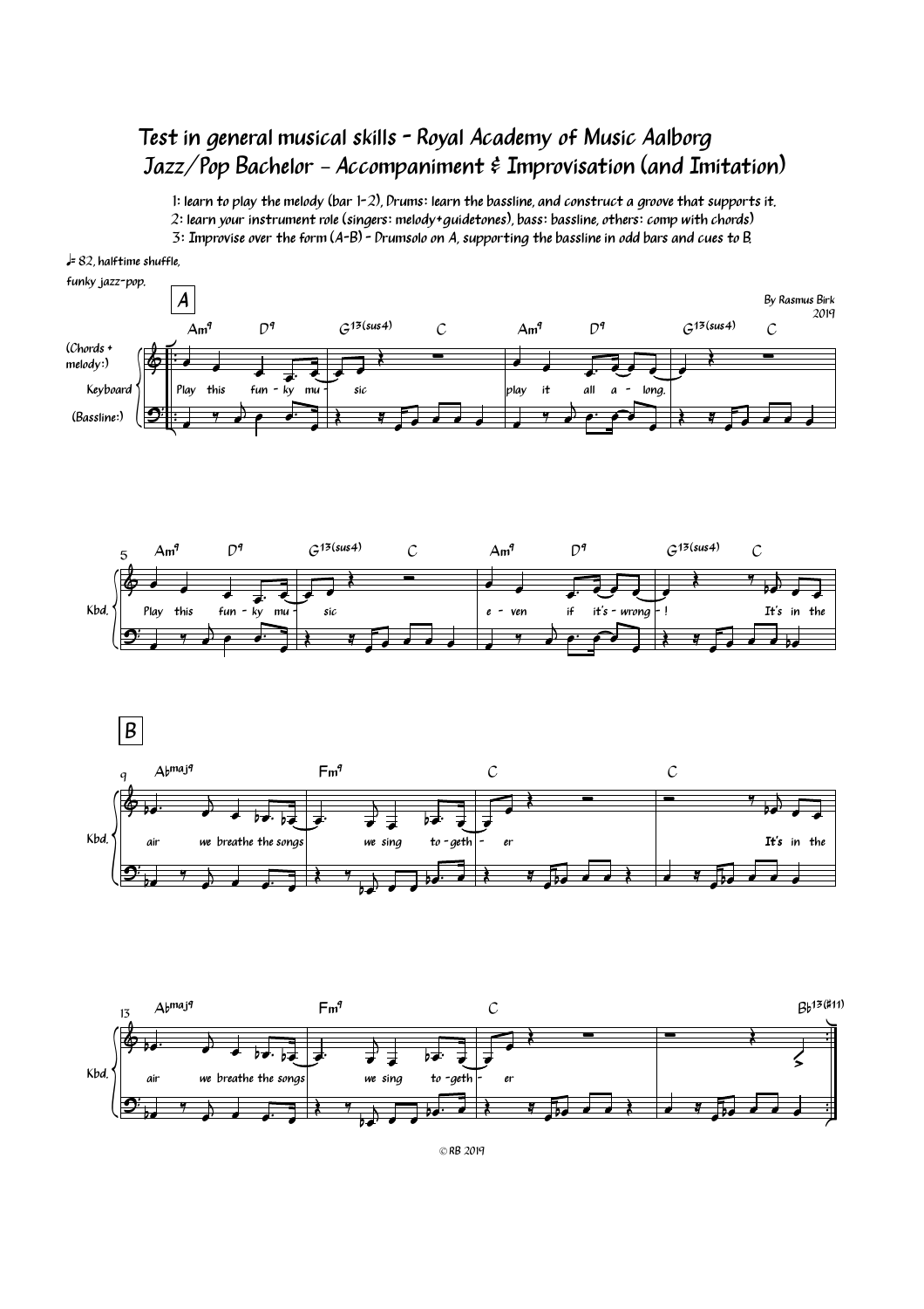# Test in general musical skills - Royal Academy of Music Aalborg
## Jazz/Pop Bachelor - Accompaniment & Improvisation (and Imitation)

1: learn to play the melody (bar 1-2), Drums: learn the bassline, and construct a groove that supports it.
2: learn your instrument role (singers: melody+guidetones), bass: bassline, others: comp with chords)
3: Improvise over the form (A-B) - Drumsolo on A, supporting the bassline in odd bars and cues to B.

♩= 82, halftime shuffle, funky jazz-pop.

By Rasmus Birk
2019

**A**

Keyboard (Chords + melody:) / (Bassline:)

Am9 | D9 | G13(sus4) | C | Am9 | D9 | G13(sus4) | C

Play this fun - ky mu - sic play it all a - long.

5 Am9 | D9 | G13(sus4) | C | Am9 | D9 | G13(sus4) | C

Play this fun - ky mu - sic e - ven if it's - wrong - ! It's in the

**B**

9 A♭maj9 | Fm9 | C | C

air we breathe the songs we sing to - geth - er It's in the

13 A♭maj9 | Fm9 | C | B♭13(♯11)

air we breathe the songs we sing to - geth - er

© RB 2019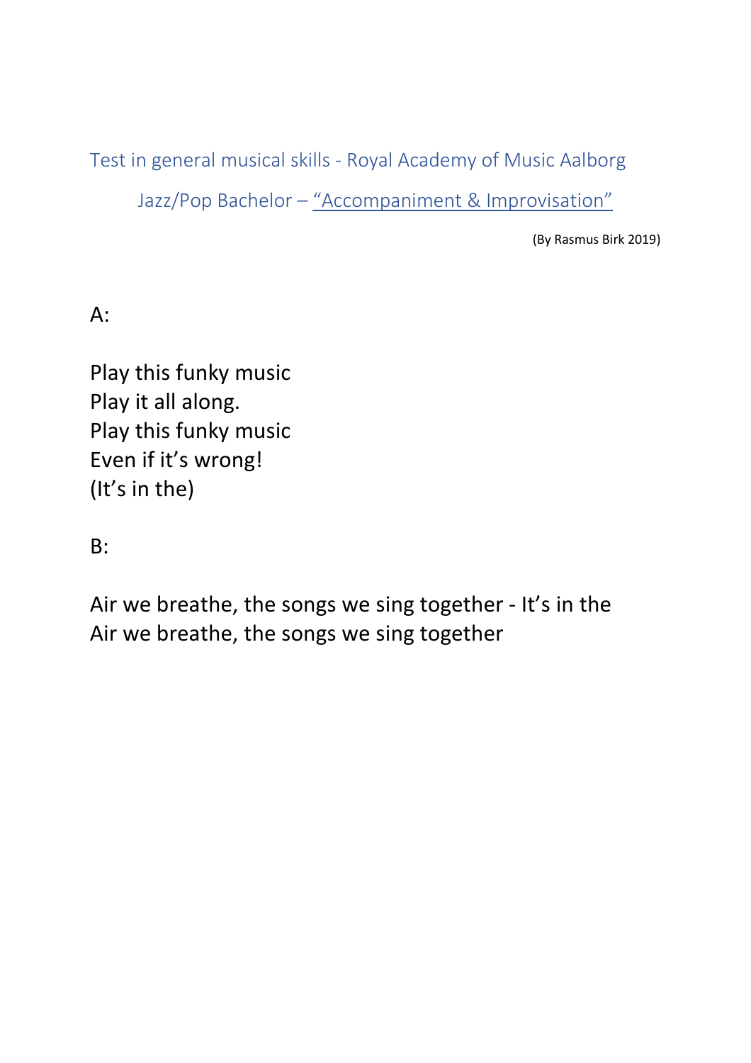Test in general musical skills - Royal Academy of Music Aalborg

Jazz/Pop Bachelor – "Accompaniment & Improvisation"

(By Rasmus Birk 2019)

A:

Play this funky music
Play it all along.
Play this funky music
Even if it's wrong!
(It's in the)

B:

Air we breathe, the songs we sing together - It's in the
Air we breathe, the songs we sing together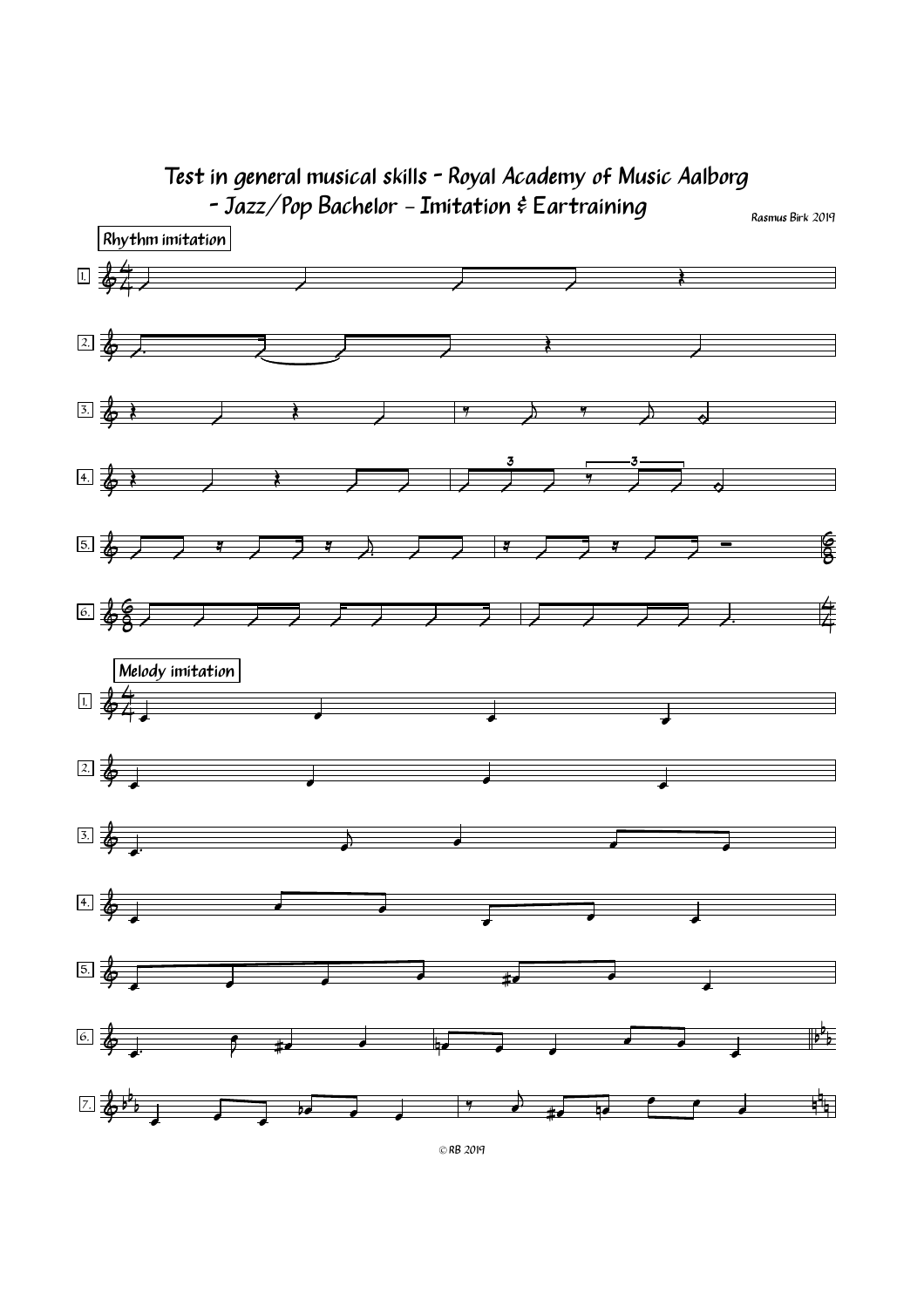# Test in general musical skills - Royal Academy of Music Aalborg - Jazz/Pop Bachelor - Imitation & Eartraining

Rasmus Birk 2019

**Rhythm imitation**

1.

2.

3.

4.

5.

6.

**Melody imitation**

1.

2.

3.

4.

5.

6.

7.

© RB 2019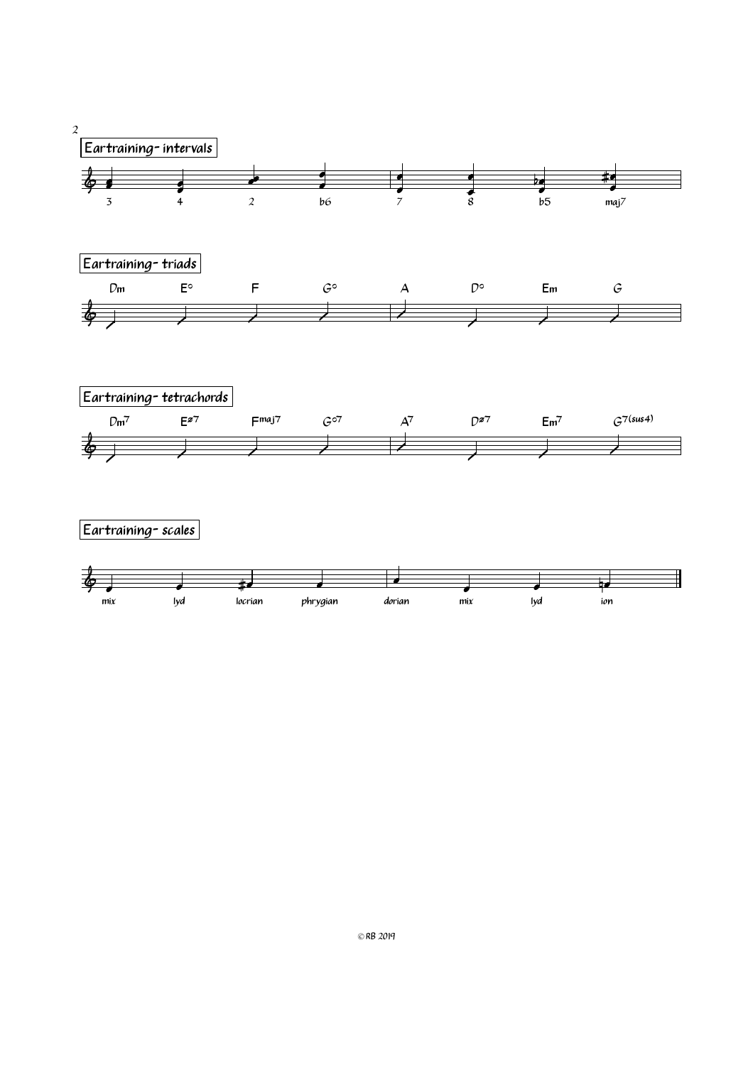## Eartraining- intervals

3 4 2 b6 7 8 b5 maj7

## Eartraining- triads

Dm E° F G° A D° Em G

## Eartraining- tetrachords

Dm7 Eø7 Fmaj7 G°7 A7 Dø7 Em7 G7(sus4)

## Eartraining- scales

mix lyd locrian phrygian dorian mix lyd ion

© RB 2019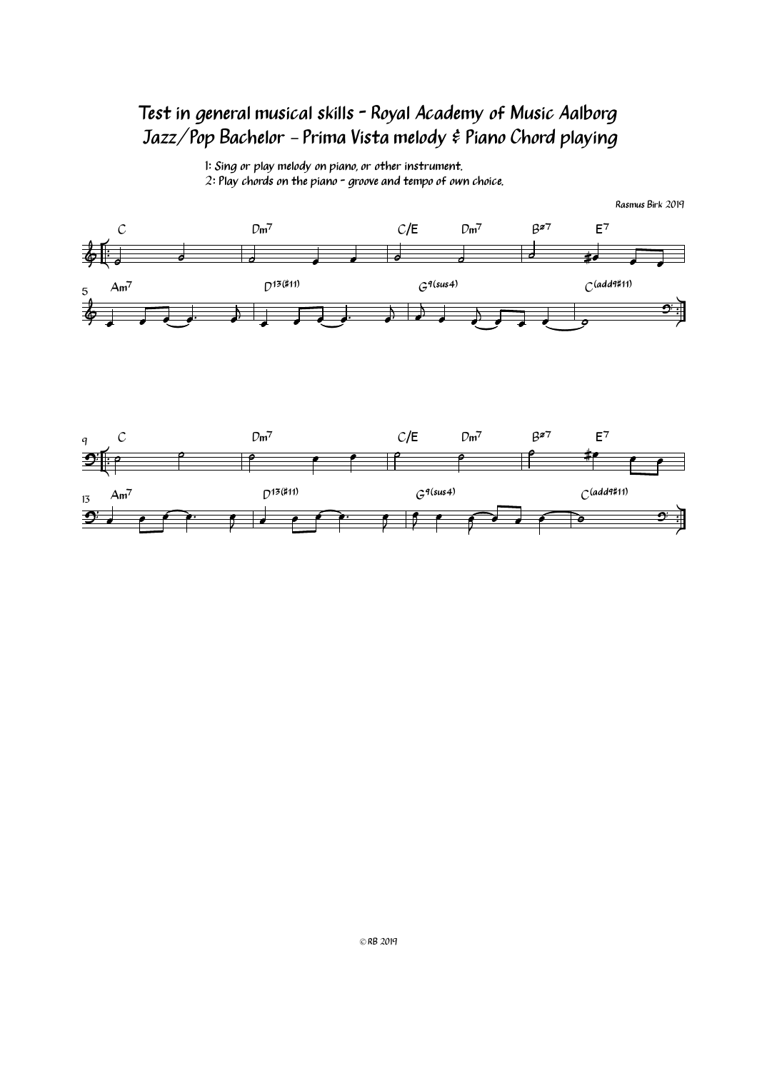# Test in general musical skills - Royal Academy of Music Aalborg
## Jazz/Pop Bachelor - Prima Vista melody & Piano Chord playing

1: Sing or play melody on piano, or other instrument.
2: Play chords on the piano - groove and tempo of own choice.

Rasmus Birk 2019

C | Dm7 | C/E Dm7 | Bø7 E7

Am7 | D13(#11) | G9(sus4) | C(add9#11)

C | Dm7 | C/E Dm7 | Bø7 E7

Am7 | D13(#11) | G9(sus4) | C(add9#11)

© RB 2019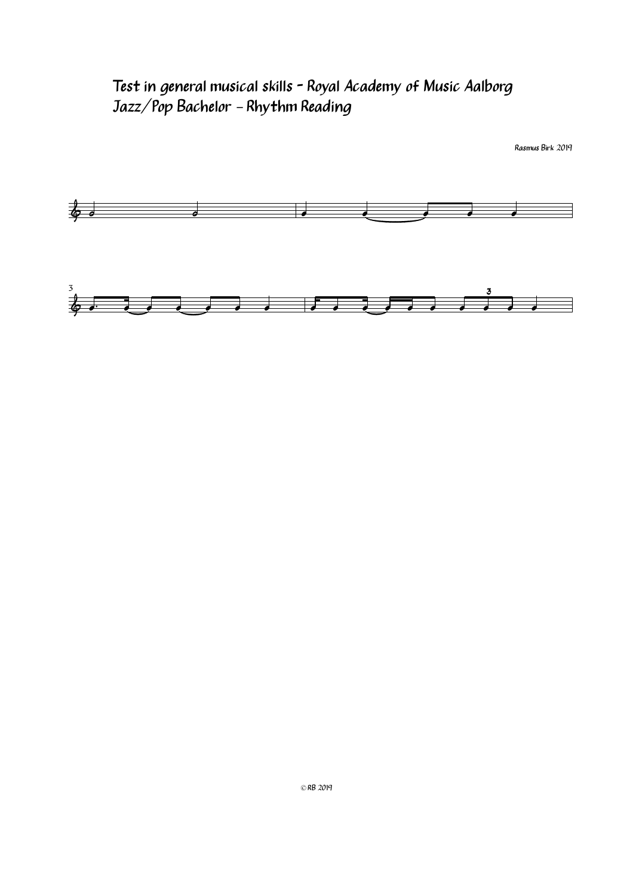# Test in general musical skills - Royal Academy of Music Aalborg
## Jazz/Pop Bachelor - Rhythm Reading

Rasmus Birk 2019

© RB 2019